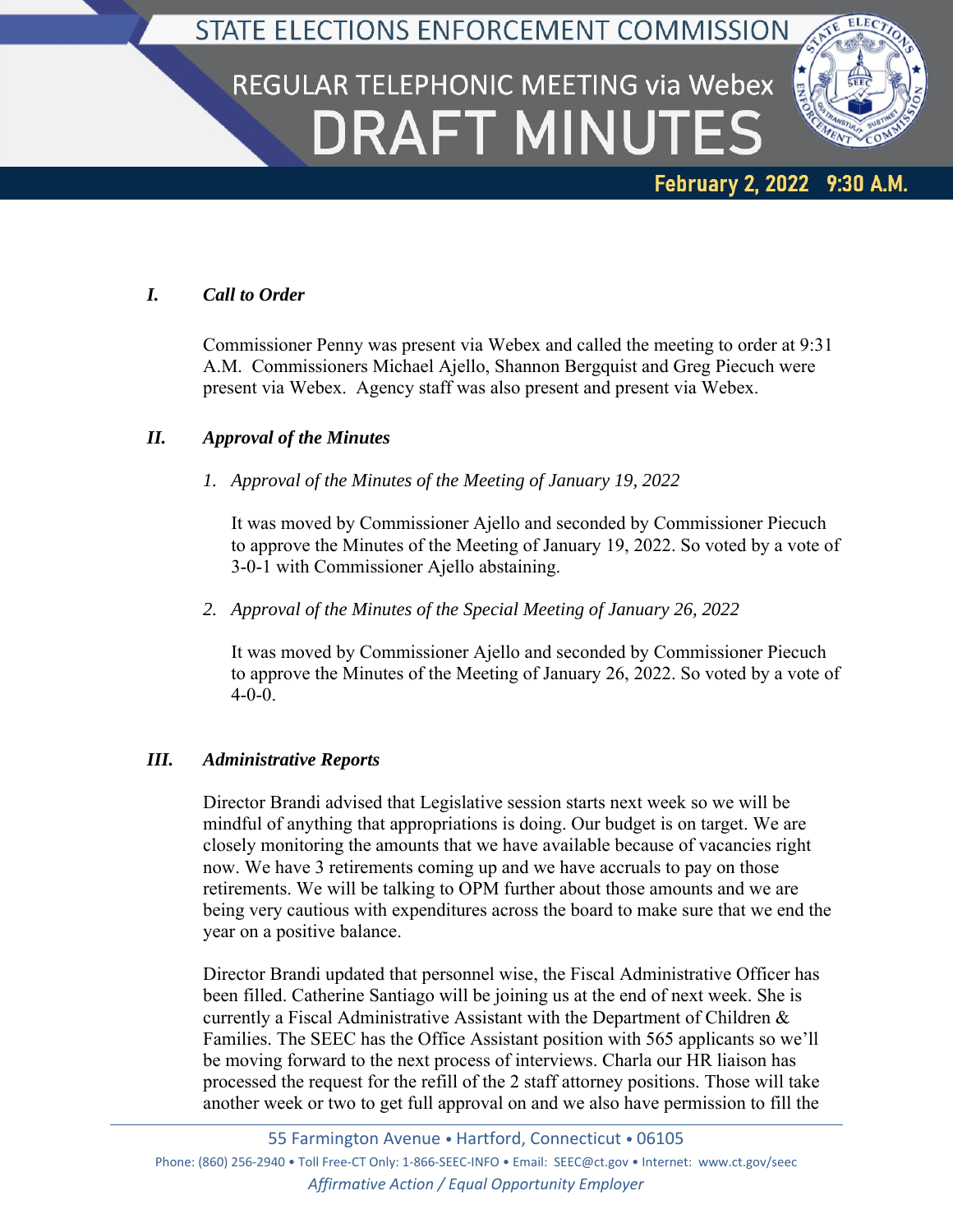# STATE ELECTIONS ENFORCEMENT COMMISSION

## REGULAR TELEPHONIC MEETING via Webex

# DRAFT MINUTES

**February 2, 2022 9:30 A.M.**

### *I. Call to Order*

Commissioner Penny was present via Webex and called the meeting to order at 9:31 A.M. Commissioners Michael Ajello, Shannon Bergquist and Greg Piecuch were present via Webex. Agency staff was also present and present via Webex.

### *II. Approval of the Minutes*

*1. Approval of the Minutes of the Meeting of January 19, 2022*

It was moved by Commissioner Ajello and seconded by Commissioner Piecuch to approve the Minutes of the Meeting of January 19, 2022. So voted by a vote of 3-0-1 with Commissioner Ajello abstaining.

*2. Approval of the Minutes of the Special Meeting of January 26, 2022*

It was moved by Commissioner Ajello and seconded by Commissioner Piecuch to approve the Minutes of the Meeting of January 26, 2022. So voted by a vote of 4-0-0.

### *III. Administrative Reports*

Director Brandi advised that Legislative session starts next week so we will be mindful of anything that appropriations is doing. Our budget is on target. We are closely monitoring the amounts that we have available because of vacancies right now. We have 3 retirements coming up and we have accruals to pay on those retirements. We will be talking to OPM further about those amounts and we are being very cautious with expenditures across the board to make sure that we end the year on a positive balance.

Director Brandi updated that personnel wise, the Fiscal Administrative Officer has been filled. Catherine Santiago will be joining us at the end of next week. She is currently a Fiscal Administrative Assistant with the Department of Children & Families. The SEEC has the Office Assistant position with 565 applicants so we'll be moving forward to the next process of interviews. Charla our HR liaison has processed the request for the refill of the 2 staff attorney positions. Those will take another week or two to get full approval on and we also have permission to fill the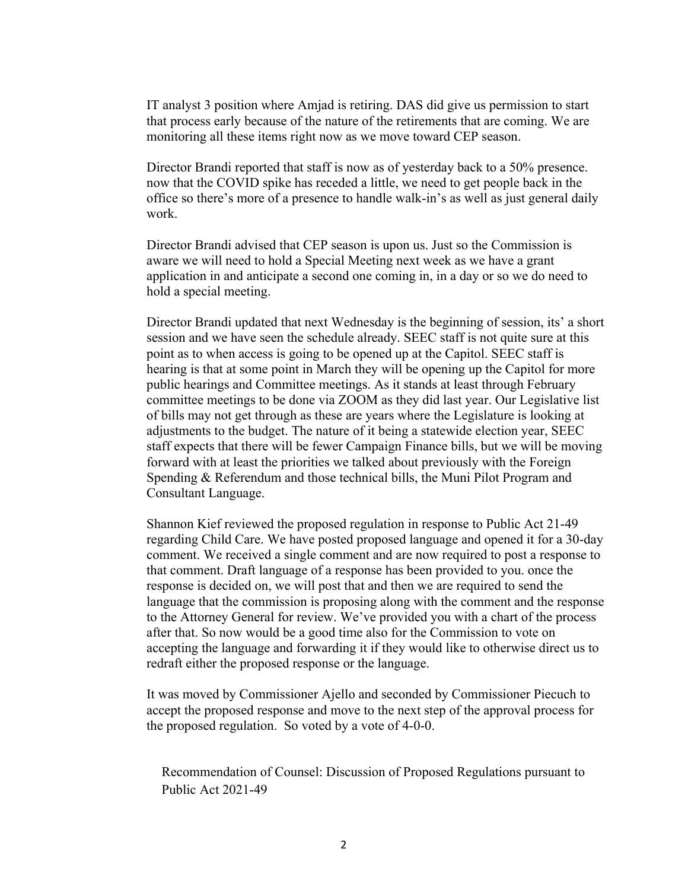IT analyst 3 position where Amjad is retiring. DAS did give us permission to start that process early because of the nature of the retirements that are coming. We are monitoring all these items right now as we move toward CEP season.

Director Brandi reported that staff is now as of yesterday back to a 50% presence. now that the COVID spike has receded a little, we need to get people back in the office so there's more of a presence to handle walk-in's as well as just general daily work.

Director Brandi advised that CEP season is upon us. Just so the Commission is aware we will need to hold a Special Meeting next week as we have a grant application in and anticipate a second one coming in, in a day or so we do need to hold a special meeting.

Director Brandi updated that next Wednesday is the beginning of session, its' a short session and we have seen the schedule already. SEEC staff is not quite sure at this point as to when access is going to be opened up at the Capitol. SEEC staff is hearing is that at some point in March they will be opening up the Capitol for more public hearings and Committee meetings. As it stands at least through February committee meetings to be done via ZOOM as they did last year. Our Legislative list of bills may not get through as these are years where the Legislature is looking at adjustments to the budget. The nature of it being a statewide election year, SEEC staff expects that there will be fewer Campaign Finance bills, but we will be moving forward with at least the priorities we talked about previously with the Foreign Spending & Referendum and those technical bills, the Muni Pilot Program and Consultant Language.

Shannon Kief reviewed the proposed regulation in response to Public Act 21-49 regarding Child Care. We have posted proposed language and opened it for a 30-day comment. We received a single comment and are now required to post a response to that comment. Draft language of a response has been provided to you. once the response is decided on, we will post that and then we are required to send the language that the commission is proposing along with the comment and the response to the Attorney General for review. We've provided you with a chart of the process after that. So now would be a good time also for the Commission to vote on accepting the language and forwarding it if they would like to otherwise direct us to redraft either the proposed response or the language.

It was moved by Commissioner Ajello and seconded by Commissioner Piecuch to accept the proposed response and move to the next step of the approval process for the proposed regulation. So voted by a vote of 4-0-0.

Recommendation of Counsel: Discussion of Proposed Regulations pursuant to Public Act 2021-49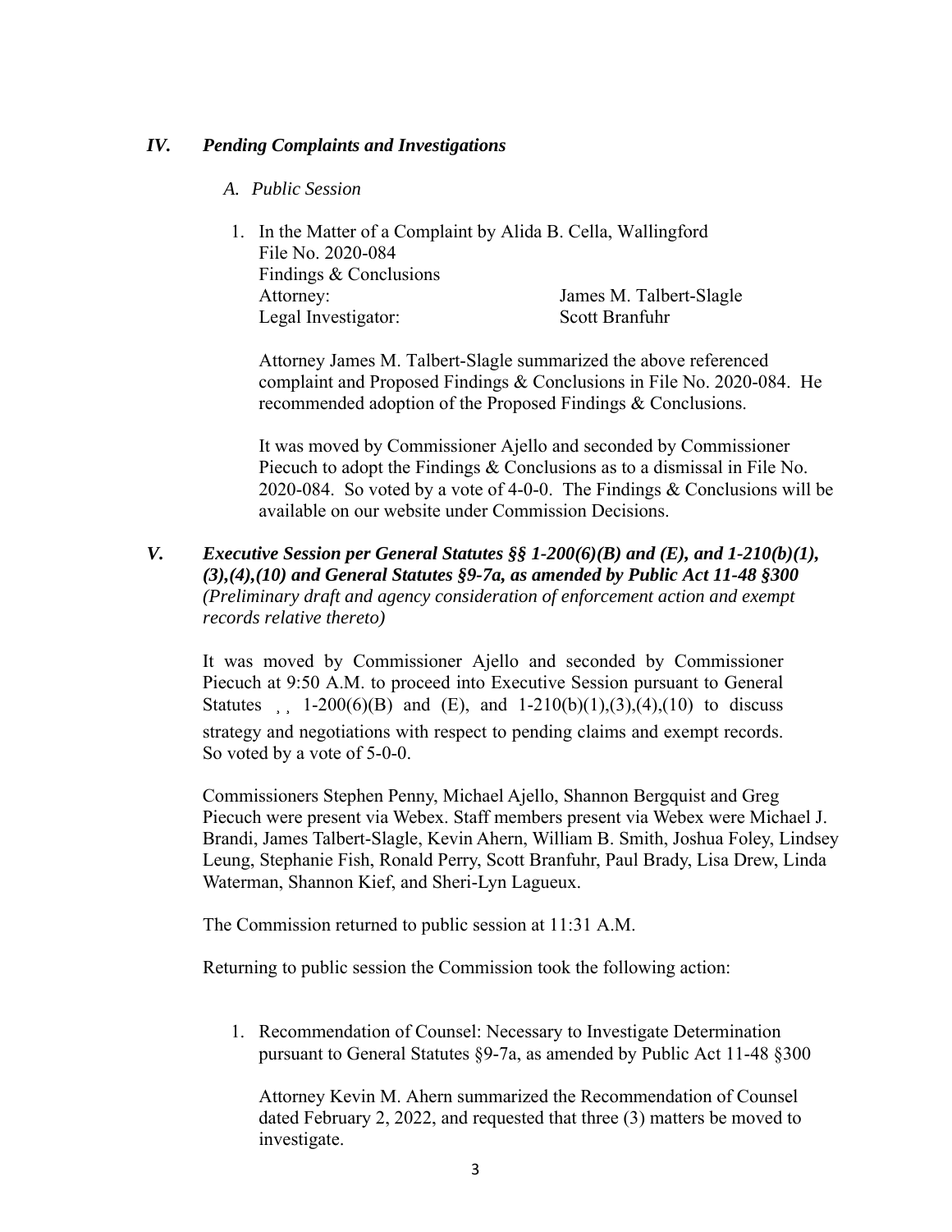## *IV. Pending Complaints and Investigations*

### *A. Public Session*

1. In the Matter of a Complaint by Alida B. Cella, Wallingford
   File No. 2020-084
   Findings & Conclusions
   Attorney: James M. Talbert-Slagle
   Legal Investigator: Scott Branfuhr

   Attorney James M. Talbert-Slagle summarized the above referenced complaint and Proposed Findings & Conclusions in File No. 2020-084. He recommended adoption of the Proposed Findings & Conclusions.

   It was moved by Commissioner Ajello and seconded by Commissioner Piecuch to adopt the Findings & Conclusions as to a dismissal in File No. 2020-084. So voted by a vote of 4-0-0. The Findings & Conclusions will be available on our website under Commission Decisions.

## *V. Executive Session per General Statutes §§ 1-200(6)(B) and (E), and 1-210(b)(1), (3),(4),(10) and General Statutes §9-7a, as amended by Public Act 11-48 §300* *(Preliminary draft and agency consideration of enforcement action and exempt records relative thereto)*

It was moved by Commissioner Ajello and seconded by Commissioner Piecuch at 9:50 A.M. to proceed into Executive Session pursuant to General Statutes ¸¸ 1-200(6)(B) and (E), and 1-210(b)(1),(3),(4),(10) to discuss strategy and negotiations with respect to pending claims and exempt records. So voted by a vote of 5-0-0.

Commissioners Stephen Penny, Michael Ajello, Shannon Bergquist and Greg Piecuch were present via Webex. Staff members present via Webex were Michael J. Brandi, James Talbert-Slagle, Kevin Ahern, William B. Smith, Joshua Foley, Lindsey Leung, Stephanie Fish, Ronald Perry, Scott Branfuhr, Paul Brady, Lisa Drew, Linda Waterman, Shannon Kief, and Sheri-Lyn Lagueux.

The Commission returned to public session at 11:31 A.M.

Returning to public session the Commission took the following action:

1. Recommendation of Counsel: Necessary to Investigate Determination pursuant to General Statutes §9-7a, as amended by Public Act 11-48 §300

   Attorney Kevin M. Ahern summarized the Recommendation of Counsel dated February 2, 2022, and requested that three (3) matters be moved to investigate.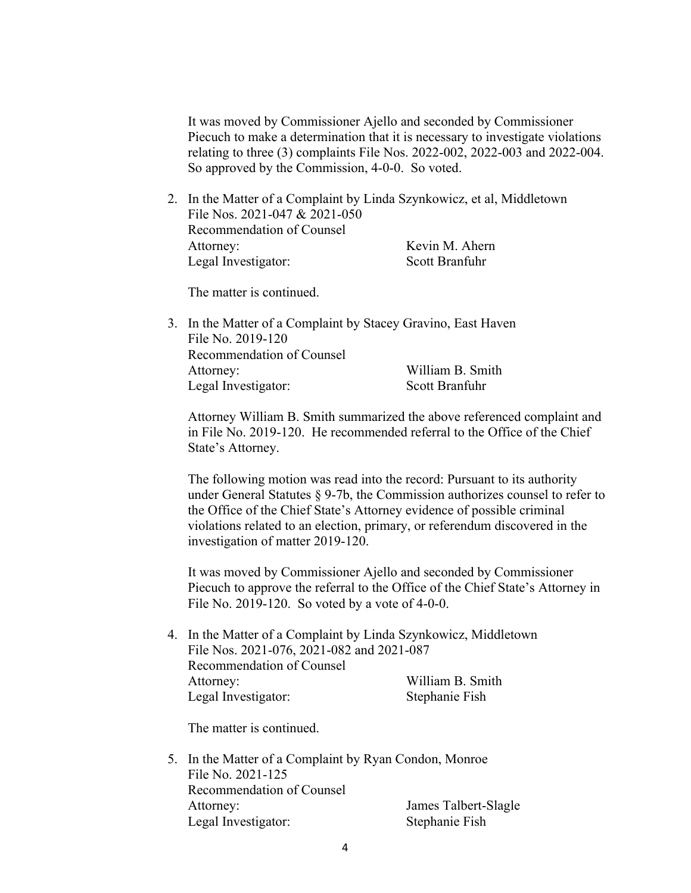It was moved by Commissioner Ajello and seconded by Commissioner Piecuch to make a determination that it is necessary to investigate violations relating to three (3) complaints File Nos. 2022-002, 2022-003 and 2022-004. So approved by the Commission, 4-0-0. So voted.

2. In the Matter of a Complaint by Linda Szynkowicz, et al, Middletown
   File Nos. 2021-047 & 2021-050
   Recommendation of Counsel
   Attorney: Kevin M. Ahern
   Legal Investigator: Scott Branfuhr

   The matter is continued.

3. In the Matter of a Complaint by Stacey Gravino, East Haven
   File No. 2019-120
   Recommendation of Counsel
   Attorney: William B. Smith
   Legal Investigator: Scott Branfuhr

   Attorney William B. Smith summarized the above referenced complaint and in File No. 2019-120. He recommended referral to the Office of the Chief State's Attorney.

   The following motion was read into the record: Pursuant to its authority under General Statutes § 9-7b, the Commission authorizes counsel to refer to the Office of the Chief State's Attorney evidence of possible criminal violations related to an election, primary, or referendum discovered in the investigation of matter 2019-120.

   It was moved by Commissioner Ajello and seconded by Commissioner Piecuch to approve the referral to the Office of the Chief State's Attorney in File No. 2019-120. So voted by a vote of 4-0-0.

4. In the Matter of a Complaint by Linda Szynkowicz, Middletown
   File Nos. 2021-076, 2021-082 and 2021-087
   Recommendation of Counsel
   Attorney: William B. Smith
   Legal Investigator: Stephanie Fish

   The matter is continued.

5. In the Matter of a Complaint by Ryan Condon, Monroe
   File No. 2021-125
   Recommendation of Counsel
   Attorney: James Talbert-Slagle
   Legal Investigator: Stephanie Fish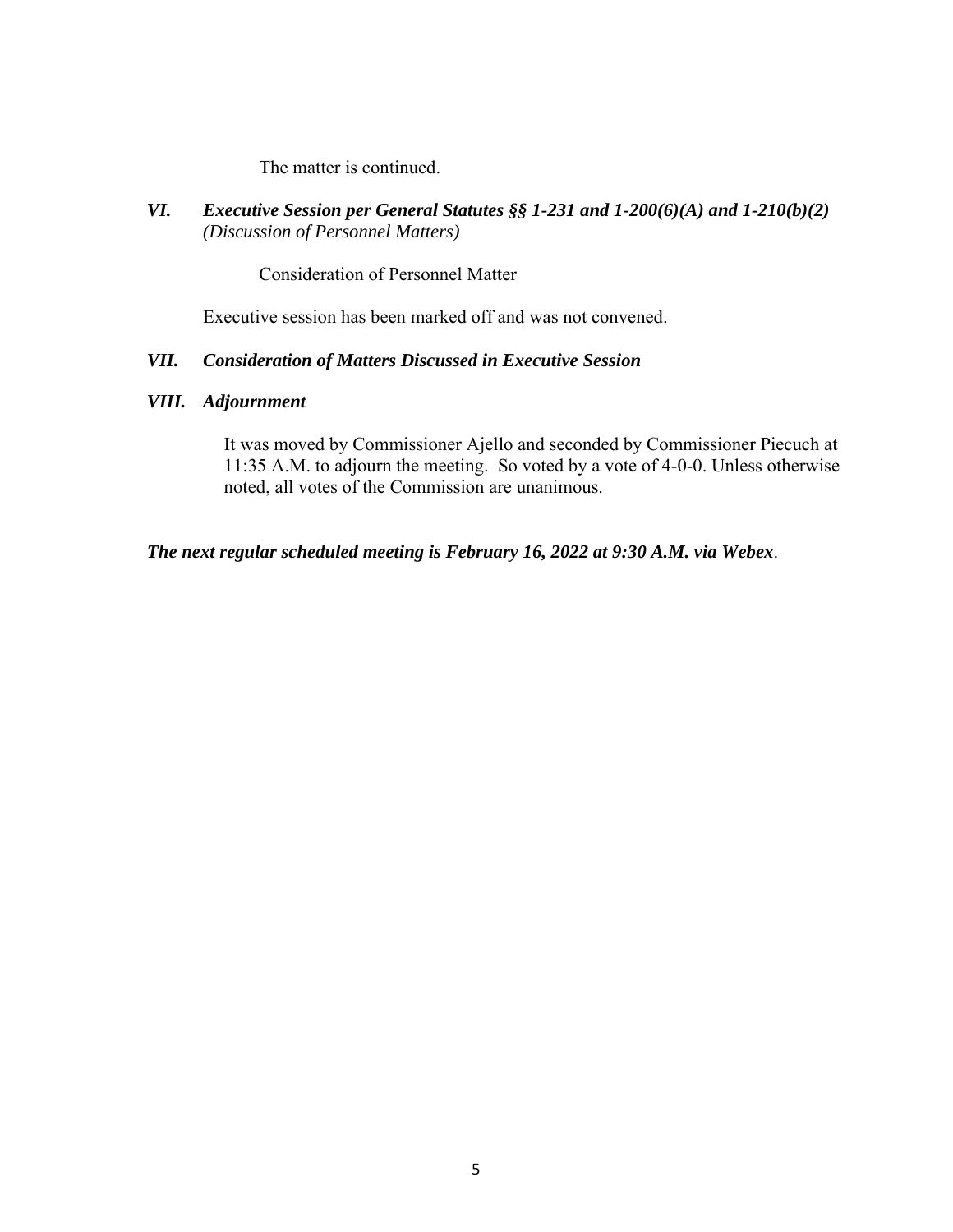The matter is continued.

### *VI. Executive Session per General Statutes §§ 1-231 and 1-200(6)(A) and 1-210(b)(2) (Discussion of Personnel Matters)*

Consideration of Personnel Matter

Executive session has been marked off and was not convened.

### *VII. Consideration of Matters Discussed in Executive Session*

### *VIII. Adjournment*

It was moved by Commissioner Ajello and seconded by Commissioner Piecuch at 11:35 A.M. to adjourn the meeting. So voted by a vote of 4-0-0. Unless otherwise noted, all votes of the Commission are unanimous.

***The next regular scheduled meeting is February 16, 2022 at 9:30 A.M. via Webex***.